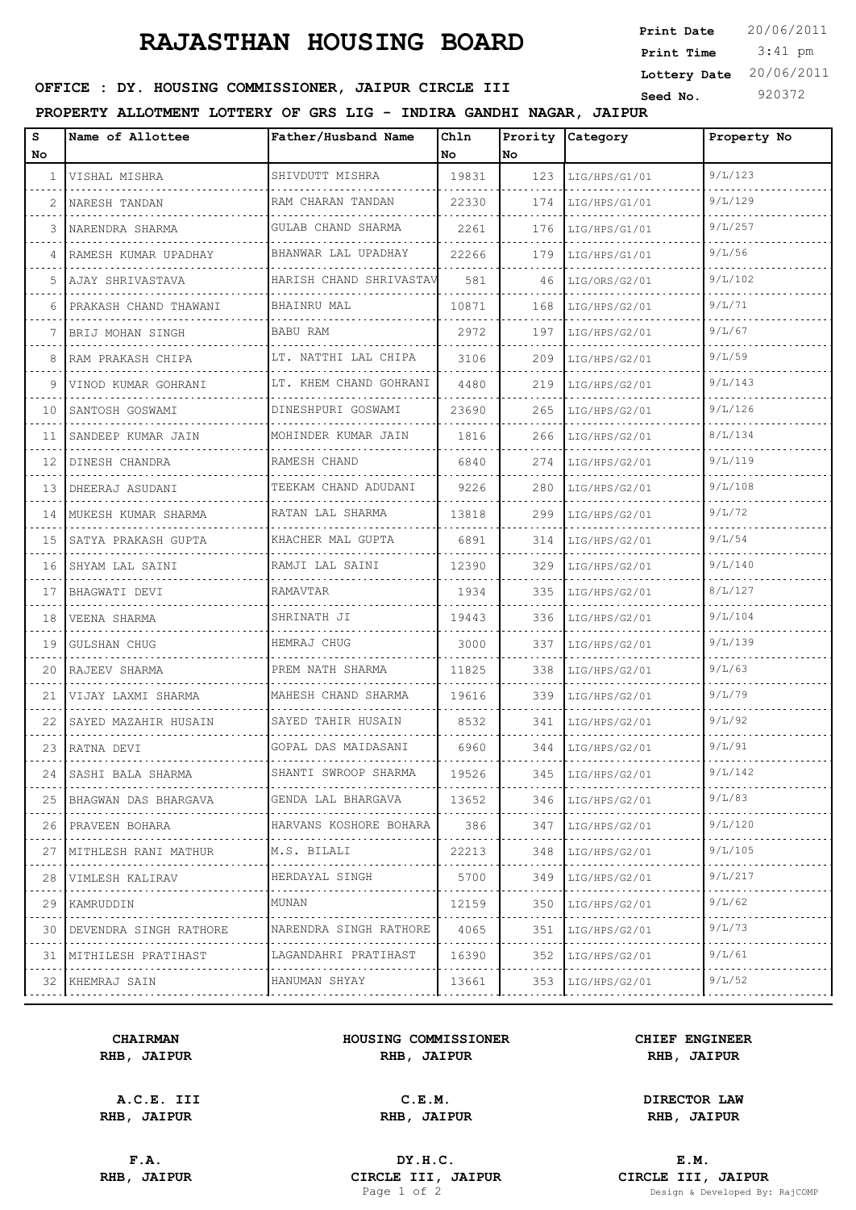# RAJASTHAN HOUSING BOARD

**Print Date** 20/06/2011
**Print Time** 3:41 pm
**Lottery Date** 20/06/2011
**Seed No.** 920372

**OFFICE : DY. HOUSING COMMISSIONER, JAIPUR CIRCLE III**

**PROPERTY ALLOTMENT LOTTERY OF GRS LIG - INDIRA GANDHI NAGAR, JAIPUR**

| S No | Name of Allottee | Father/Husband Name | Chln No | Prority No | Category | Property No |
|---|---|---|---|---|---|---|
| 1 | VISHAL MISHRA | SHIVDUTT MISHRA | 19831 | 123 | LIG/HPS/G1/01 | 9/L/123 |
| 2 | NARESH TANDAN | RAM CHARAN TANDAN | 22330 | 174 | LIG/HPS/G1/01 | 9/L/129 |
| 3 | NARENDRA SHARMA | GULAB CHAND SHARMA | 2261 | 176 | LIG/HPS/G1/01 | 9/L/257 |
| 4 | RAMESH KUMAR UPADHAY | BHANWAR LAL UPADHAY | 22266 | 179 | LIG/HPS/G1/01 | 9/L/56 |
| 5 | AJAY SHRIVASTAVA | HARISH CHAND SHRIVASTAV | 581 | 46 | LIG/ORS/G2/01 | 9/L/102 |
| 6 | PRAKASH CHAND THAWANI | BHAINRU MAL | 10871 | 168 | LIG/HPS/G2/01 | 9/L/71 |
| 7 | BRIJ MOHAN SINGH | BABU RAM | 2972 | 197 | LIG/HPS/G2/01 | 9/L/67 |
| 8 | RAM PRAKASH CHIPA | LT. NATTHI LAL CHIPA | 3106 | 209 | LIG/HPS/G2/01 | 9/L/59 |
| 9 | VINOD KUMAR GOHRANI | LT. KHEM CHAND GOHRANI | 4480 | 219 | LIG/HPS/G2/01 | 9/L/143 |
| 10 | SANTOSH GOSWAMI | DINESHPURI GOSWAMI | 23690 | 265 | LIG/HPS/G2/01 | 9/L/126 |
| 11 | SANDEEP KUMAR JAIN | MOHINDER KUMAR JAIN | 1816 | 266 | LIG/HPS/G2/01 | 8/L/134 |
| 12 | DINESH CHANDRA | RAMESH CHAND | 6840 | 274 | LIG/HPS/G2/01 | 9/L/119 |
| 13 | DHEERAJ ASUDANI | TEEKAM CHAND ADUDANI | 9226 | 280 | LIG/HPS/G2/01 | 9/L/108 |
| 14 | MUKESH KUMAR SHARMA | RATAN LAL SHARMA | 13818 | 299 | LIG/HPS/G2/01 | 9/L/72 |
| 15 | SATYA PRAKASH GUPTA | KHACHER MAL GUPTA | 6891 | 314 | LIG/HPS/G2/01 | 9/L/54 |
| 16 | SHYAM LAL SAINI | RAMJI LAL SAINI | 12390 | 329 | LIG/HPS/G2/01 | 9/L/140 |
| 17 | BHAGWATI DEVI | RAMAVTAR | 1934 | 335 | LIG/HPS/G2/01 | 8/L/127 |
| 18 | VEENA SHARMA | SHRINATH JI | 19443 | 336 | LIG/HPS/G2/01 | 9/L/104 |
| 19 | GULSHAN CHUG | HEMRAJ CHUG | 3000 | 337 | LIG/HPS/G2/01 | 9/L/139 |
| 20 | RAJEEV SHARMA | PREM NATH SHARMA | 11825 | 338 | LIG/HPS/G2/01 | 9/L/63 |
| 21 | VIJAY LAXMI SHARMA | MAHESH CHAND SHARMA | 19616 | 339 | LIG/HPS/G2/01 | 9/L/79 |
| 22 | SAYED MAZAHIR HUSAIN | SAYED TAHIR HUSAIN | 8532 | 341 | LIG/HPS/G2/01 | 9/L/92 |
| 23 | RATNA DEVI | GOPAL DAS MAIDASANI | 6960 | 344 | LIG/HPS/G2/01 | 9/L/91 |
| 24 | SASHI BALA SHARMA | SHANTI SWROOP SHARMA | 19526 | 345 | LIG/HPS/G2/01 | 9/L/142 |
| 25 | BHAGWAN DAS BHARGAVA | GENDA LAL BHARGAVA | 13652 | 346 | LIG/HPS/G2/01 | 9/L/83 |
| 26 | PRAVEEN BOHARA | HARVANS KOSHORE BOHARA | 386 | 347 | LIG/HPS/G2/01 | 9/L/120 |
| 27 | MITHLESH RANI MATHUR | M.S. BILALI | 22213 | 348 | LIG/HPS/G2/01 | 9/L/105 |
| 28 | VIMLESH KALIRAV | HERDAYAL SINGH | 5700 | 349 | LIG/HPS/G2/01 | 9/L/217 |
| 29 | KAMRUDDIN | MUNAN | 12159 | 350 | LIG/HPS/G2/01 | 9/L/62 |
| 30 | DEVENDRA SINGH RATHORE | NARENDRA SINGH RATHORE | 4065 | 351 | LIG/HPS/G2/01 | 9/L/73 |
| 31 | MITHILESH PRATIHAST | LAGANDAHRI PRATIHAST | 16390 | 352 | LIG/HPS/G2/01 | 9/L/61 |
| 32 | KHEMRAJ SAIN | HANUMAN SHYAY | 13661 | 353 | LIG/HPS/G2/01 | 9/L/52 |

**CHAIRMAN**
**RHB, JAIPUR**

**HOUSING COMMISSIONER**
**RHB, JAIPUR**

**CHIEF ENGINEER**
**RHB, JAIPUR**

**A.C.E. III**
**RHB, JAIPUR**

**C.E.M.**
**RHB, JAIPUR**

**DIRECTOR LAW**
**RHB, JAIPUR**

**F.A.**
**RHB, JAIPUR**

**DY.H.C.**
**CIRCLE III, JAIPUR**

**E.M.**
**CIRCLE III, JAIPUR**

Design & Developed By: RajCOMP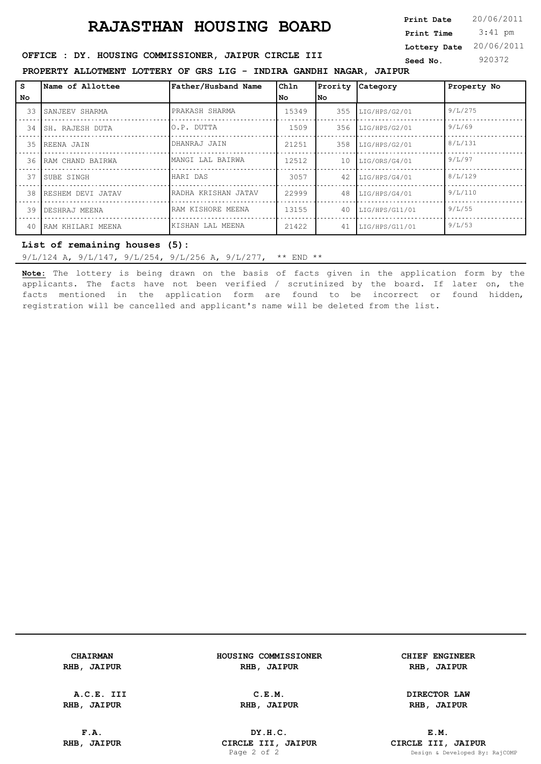# RAJASTHAN HOUSING BOARD

**Print Date** 20/06/2011
**Print Time** 3:41 pm
**Lottery Date** 20/06/2011
**Seed No.** 920372

**OFFICE : DY. HOUSING COMMISSIONER, JAIPUR CIRCLE III**

**PROPERTY ALLOTMENT LOTTERY OF GRS LIG - INDIRA GANDHI NAGAR, JAIPUR**

| S No | Name of Allottee | Father/Husband Name | Chln No | Prority No | Category | Property No |
|---|---|---|---|---|---|---|
| 33 | SANJEEV SHARMA | PRAKASH SHARMA | 15349 | 355 | LIG/HPS/G2/01 | 9/L/275 |
| 34 | SH. RAJESH DUTA | O.P. DUTTA | 1509 | 356 | LIG/HPS/G2/01 | 9/L/69 |
| 35 | REENA JAIN | DHANRAJ JAIN | 21251 | 358 | LIG/HPS/G2/01 | 8/L/131 |
| 36 | RAM CHAND BAIRWA | MANGI LAL BAIRWA | 12512 | 10 | LIG/ORS/G4/01 | 9/L/97 |
| 37 | SUBE SINGH | HARI DAS | 3057 | 42 | LIG/HPS/G4/01 | 8/L/129 |
| 38 | RESHEM DEVI JATAV | RADHA KRISHAN JATAV | 22999 | 48 | LIG/HPS/G4/01 | 9/L/110 |
| 39 | DESHRAJ MEENA | RAM KISHORE MEENA | 13155 | 40 | LIG/HPS/G11/01 | 9/L/55 |
| 40 | RAM KHILARI MEENA | KISHAN LAL MEENA | 21422 | 41 | LIG/HPS/G11/01 | 9/L/53 |

**List of remaining houses (5):**

9/L/124 A, 9/L/147, 9/L/254, 9/L/256 A, 9/L/277, ** END **

**Note:** The lottery is being drawn on the basis of facts given in the application form by the applicants. The facts have not been verified / scrutinized by the board. If later on, the facts mentioned in the application form are found to be incorrect or found hidden, registration will be cancelled and applicant's name will be deleted from the list.

| | | |
|---|---|---|
| **CHAIRMAN RHB, JAIPUR** | **HOUSING COMMISSIONER RHB, JAIPUR** | **CHIEF ENGINEER RHB, JAIPUR** |
| **A.C.E. III RHB, JAIPUR** | **C.E.M. RHB, JAIPUR** | **DIRECTOR LAW RHB, JAIPUR** |
| **F.A. RHB, JAIPUR** | **DY.H.C. CIRCLE III, JAIPUR** | **E.M. CIRCLE III, JAIPUR** |

Design & Developed By: RajCOMP